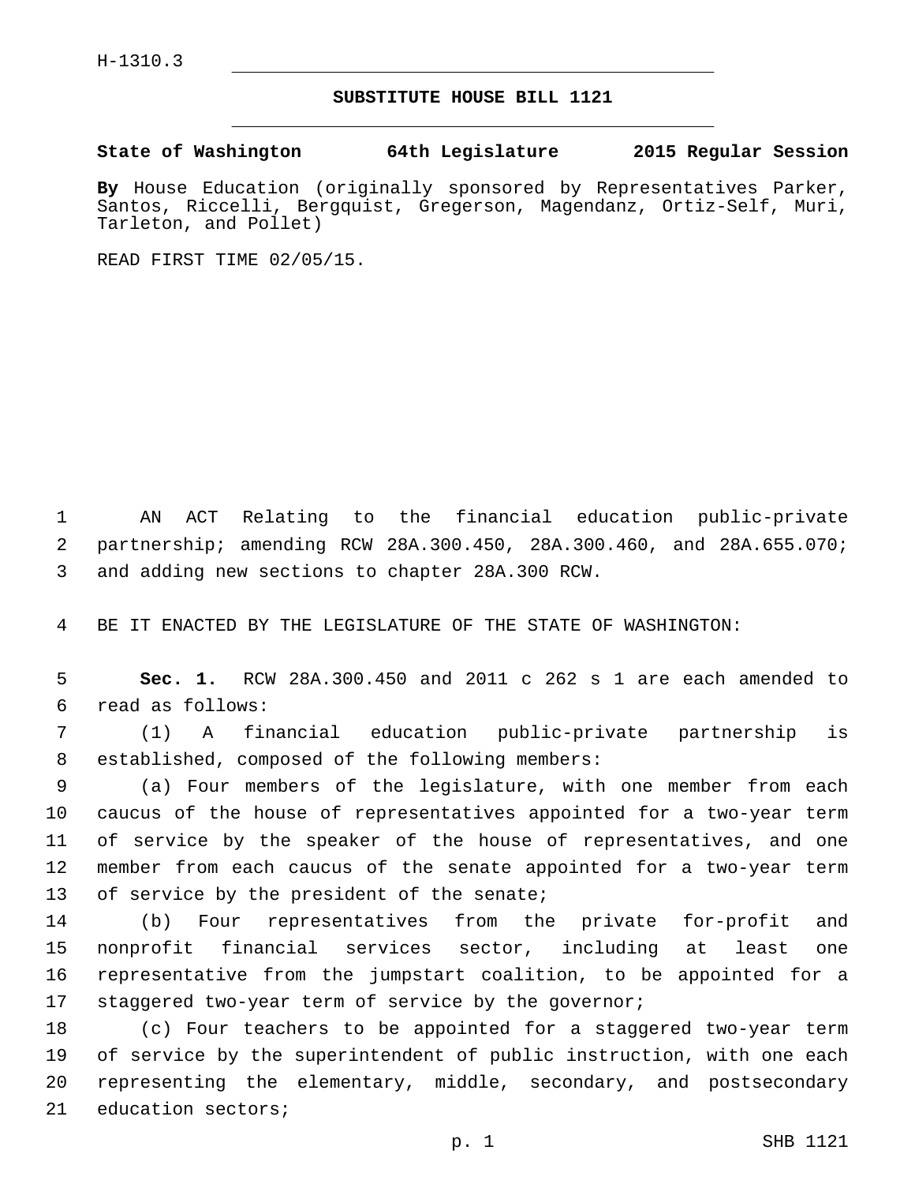H-1310.3

# SUBSTITUTE HOUSE BILL 1121

**State of Washington 64th Legislature 2015 Regular Session**

**By** House Education (originally sponsored by Representatives Parker, Santos, Riccelli, Bergquist, Gregerson, Magendanz, Ortiz-Self, Muri, Tarleton, and Pollet)

READ FIRST TIME 02/05/15.

AN ACT Relating to the financial education public-private partnership; amending RCW 28A.300.450, 28A.300.460, and 28A.655.070; and adding new sections to chapter 28A.300 RCW.

BE IT ENACTED BY THE LEGISLATURE OF THE STATE OF WASHINGTON:

**Sec. 1.** RCW 28A.300.450 and 2011 c 262 s 1 are each amended to read as follows:

(1) A financial education public-private partnership is established, composed of the following members:

(a) Four members of the legislature, with one member from each caucus of the house of representatives appointed for a two-year term of service by the speaker of the house of representatives, and one member from each caucus of the senate appointed for a two-year term of service by the president of the senate;

(b) Four representatives from the private for-profit and nonprofit financial services sector, including at least one representative from the jumpstart coalition, to be appointed for a staggered two-year term of service by the governor;

(c) Four teachers to be appointed for a staggered two-year term of service by the superintendent of public instruction, with one each representing the elementary, middle, secondary, and postsecondary education sectors;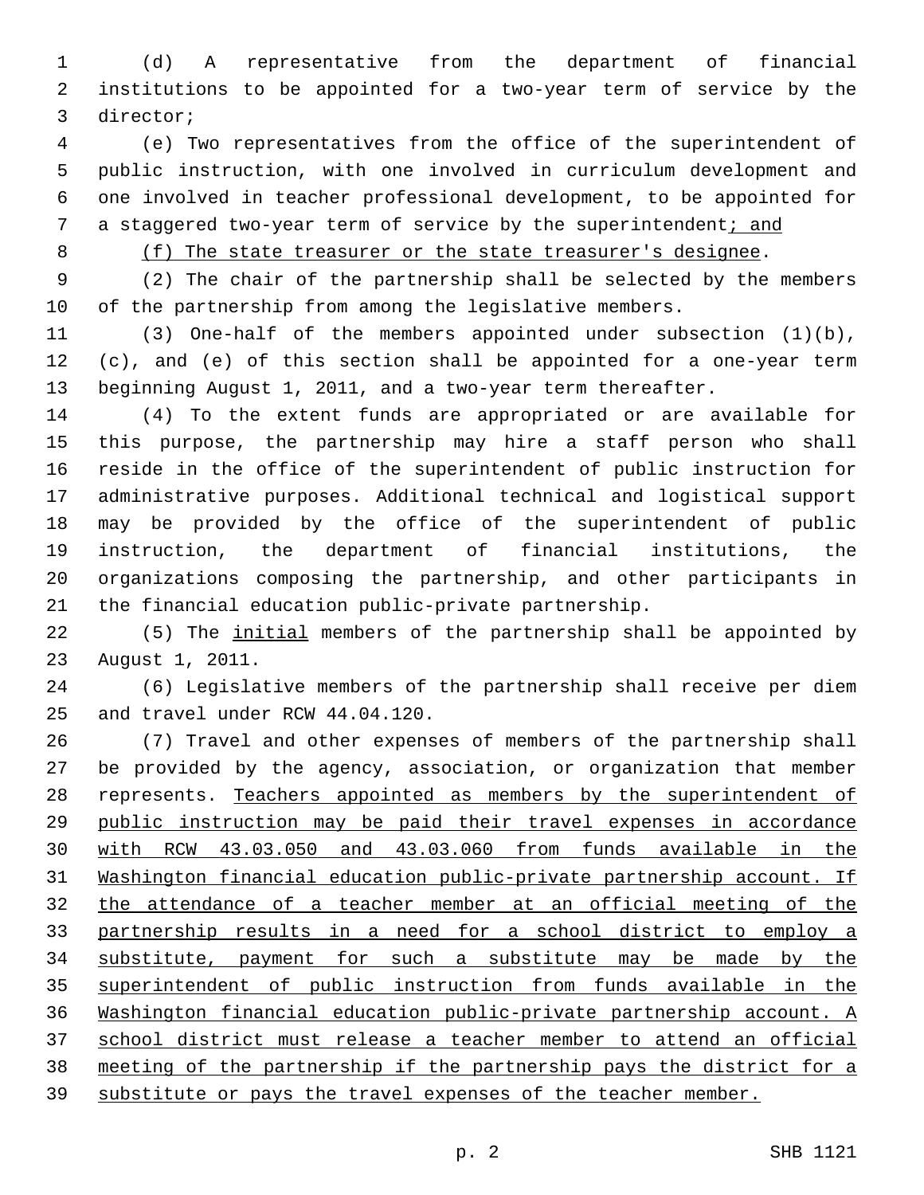(d) A representative from the department of financial institutions to be appointed for a two-year term of service by the director;

(e) Two representatives from the office of the superintendent of public instruction, with one involved in curriculum development and one involved in teacher professional development, to be appointed for a staggered two-year term of service by the superintendent; and

(f) The state treasurer or the state treasurer's designee.

(2) The chair of the partnership shall be selected by the members of the partnership from among the legislative members.

(3) One-half of the members appointed under subsection (1)(b), (c), and (e) of this section shall be appointed for a one-year term beginning August 1, 2011, and a two-year term thereafter.

(4) To the extent funds are appropriated or are available for this purpose, the partnership may hire a staff person who shall reside in the office of the superintendent of public instruction for administrative purposes. Additional technical and logistical support may be provided by the office of the superintendent of public instruction, the department of financial institutions, the organizations composing the partnership, and other participants in the financial education public-private partnership.

(5) The initial members of the partnership shall be appointed by August 1, 2011.

(6) Legislative members of the partnership shall receive per diem and travel under RCW 44.04.120.

(7) Travel and other expenses of members of the partnership shall be provided by the agency, association, or organization that member represents. Teachers appointed as members by the superintendent of public instruction may be paid their travel expenses in accordance with RCW 43.03.050 and 43.03.060 from funds available in the Washington financial education public-private partnership account. If the attendance of a teacher member at an official meeting of the partnership results in a need for a school district to employ a substitute, payment for such a substitute may be made by the superintendent of public instruction from funds available in the Washington financial education public-private partnership account. A school district must release a teacher member to attend an official meeting of the partnership if the partnership pays the district for a substitute or pays the travel expenses of the teacher member.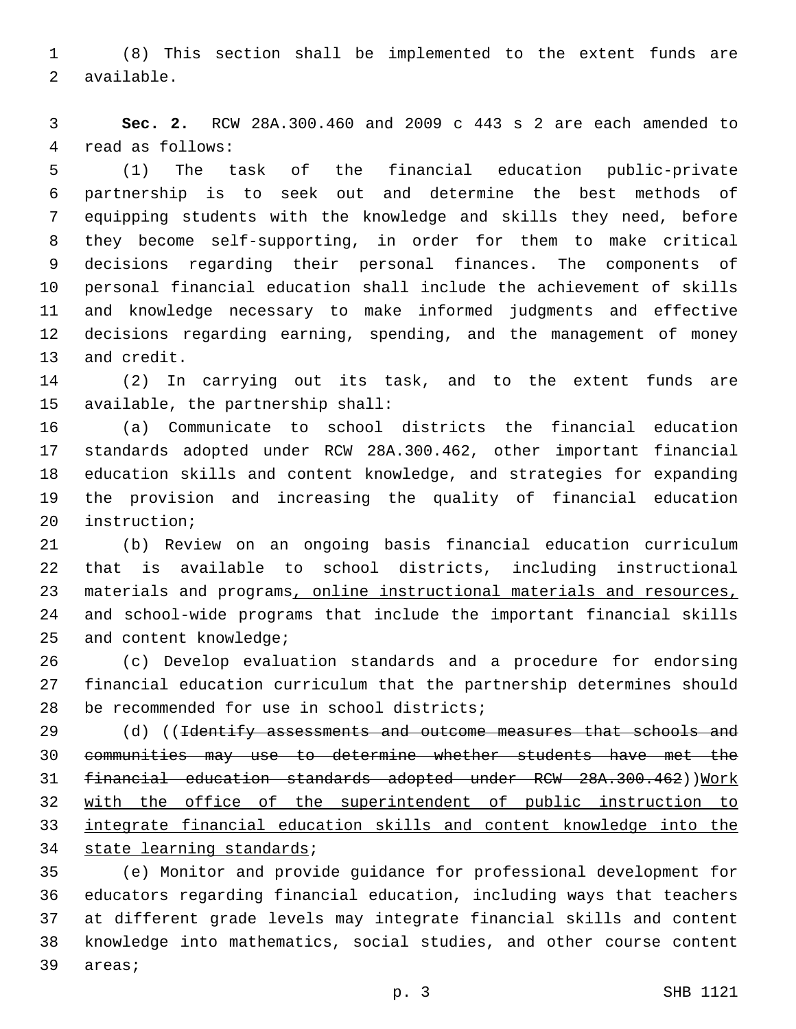(8) This section shall be implemented to the extent funds are available.

**Sec. 2.** RCW 28A.300.460 and 2009 c 443 s 2 are each amended to read as follows:

(1) The task of the financial education public-private partnership is to seek out and determine the best methods of equipping students with the knowledge and skills they need, before they become self-supporting, in order for them to make critical decisions regarding their personal finances. The components of personal financial education shall include the achievement of skills and knowledge necessary to make informed judgments and effective decisions regarding earning, spending, and the management of money and credit.

(2) In carrying out its task, and to the extent funds are available, the partnership shall:

(a) Communicate to school districts the financial education standards adopted under RCW 28A.300.462, other important financial education skills and content knowledge, and strategies for expanding the provision and increasing the quality of financial education instruction;

(b) Review on an ongoing basis financial education curriculum that is available to school districts, including instructional materials and programs<u>, online instructional materials and resources,</u> and school-wide programs that include the important financial skills and content knowledge;

(c) Develop evaluation standards and a procedure for endorsing financial education curriculum that the partnership determines should be recommended for use in school districts;

(d) ((~~Identify assessments and outcome measures that schools and communities may use to determine whether students have met the financial education standards adopted under RCW 28A.300.462~~))<u>Work with the office of the superintendent of public instruction to integrate financial education skills and content knowledge into the state learning standards</u>;

(e) Monitor and provide guidance for professional development for educators regarding financial education, including ways that teachers at different grade levels may integrate financial skills and content knowledge into mathematics, social studies, and other course content areas;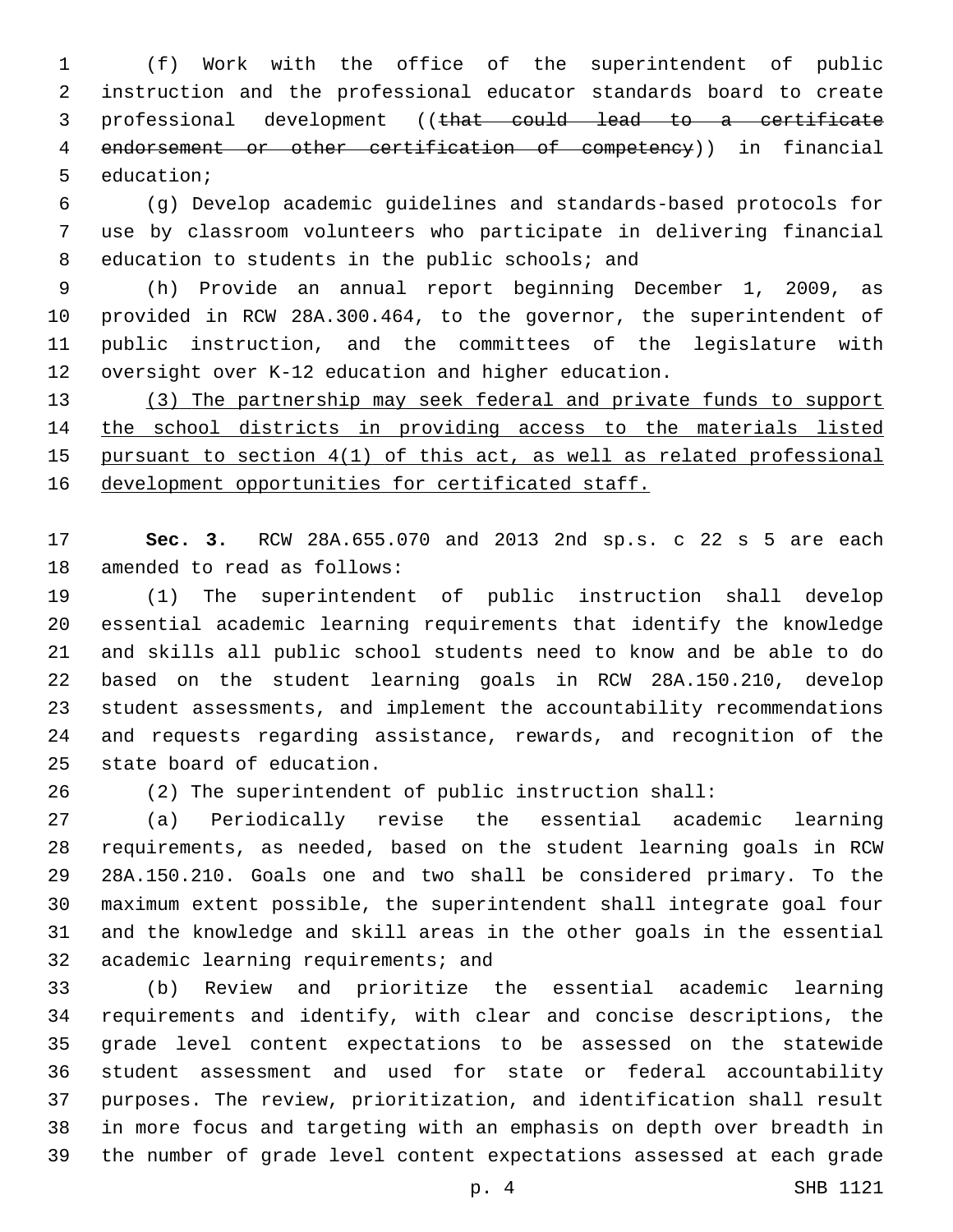(f) Work with the office of the superintendent of public instruction and the professional educator standards board to create professional development ((~~that could lead to a certificate endorsement or other certification of competency~~)) in financial education;

(g) Develop academic guidelines and standards-based protocols for use by classroom volunteers who participate in delivering financial education to students in the public schools; and

(h) Provide an annual report beginning December 1, 2009, as provided in RCW 28A.300.464, to the governor, the superintendent of public instruction, and the committees of the legislature with oversight over K-12 education and higher education.

<u>(3) The partnership may seek federal and private funds to support the school districts in providing access to the materials listed pursuant to section 4(1) of this act, as well as related professional development opportunities for certificated staff.</u>

**Sec. 3.** RCW 28A.655.070 and 2013 2nd sp.s. c 22 s 5 are each amended to read as follows:

(1) The superintendent of public instruction shall develop essential academic learning requirements that identify the knowledge and skills all public school students need to know and be able to do based on the student learning goals in RCW 28A.150.210, develop student assessments, and implement the accountability recommendations and requests regarding assistance, rewards, and recognition of the state board of education.

(2) The superintendent of public instruction shall:

(a) Periodically revise the essential academic learning requirements, as needed, based on the student learning goals in RCW 28A.150.210. Goals one and two shall be considered primary. To the maximum extent possible, the superintendent shall integrate goal four and the knowledge and skill areas in the other goals in the essential academic learning requirements; and

(b) Review and prioritize the essential academic learning requirements and identify, with clear and concise descriptions, the grade level content expectations to be assessed on the statewide student assessment and used for state or federal accountability purposes. The review, prioritization, and identification shall result in more focus and targeting with an emphasis on depth over breadth in the number of grade level content expectations assessed at each grade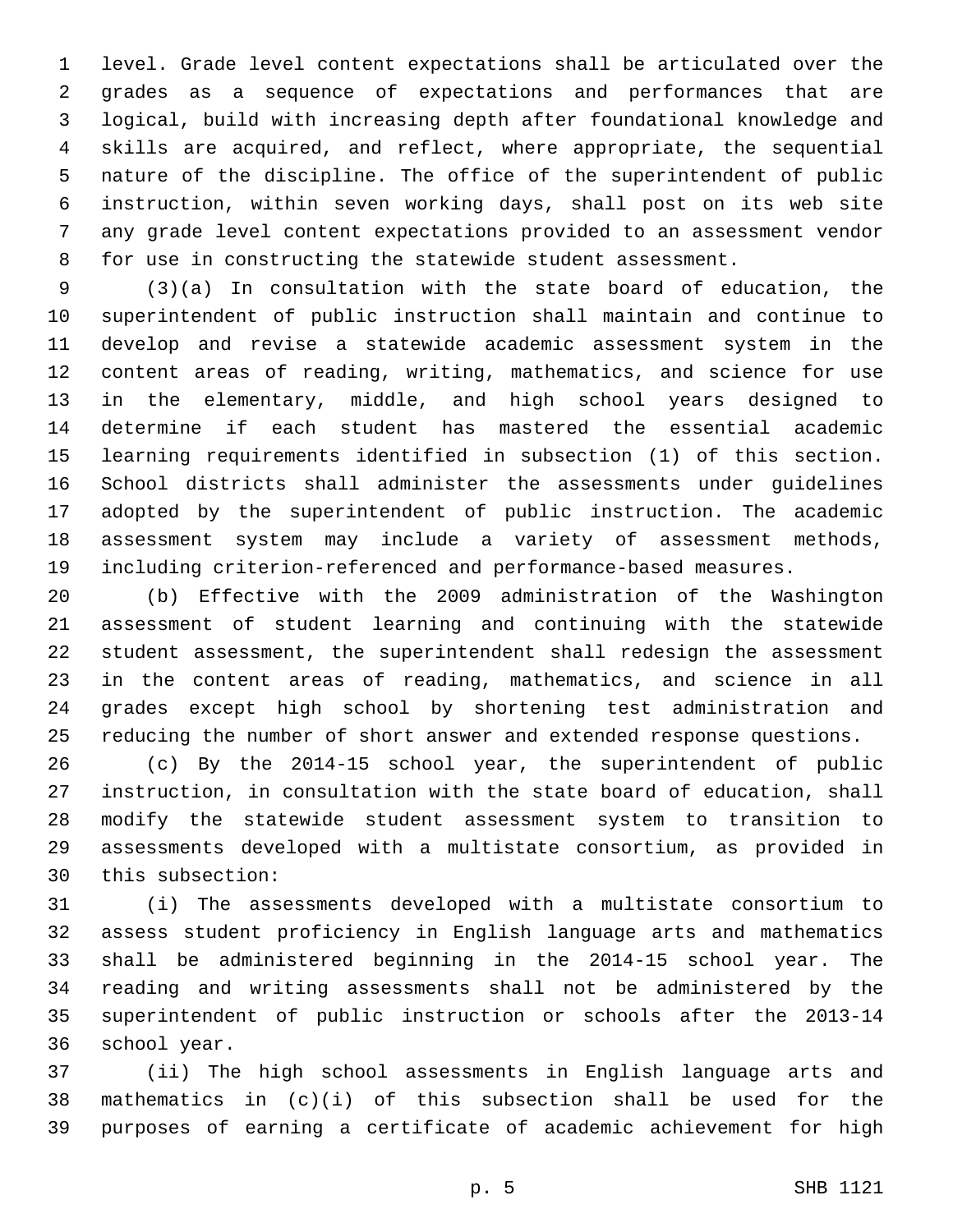level. Grade level content expectations shall be articulated over the grades as a sequence of expectations and performances that are logical, build with increasing depth after foundational knowledge and skills are acquired, and reflect, where appropriate, the sequential nature of the discipline. The office of the superintendent of public instruction, within seven working days, shall post on its web site any grade level content expectations provided to an assessment vendor for use in constructing the statewide student assessment.

(3)(a) In consultation with the state board of education, the superintendent of public instruction shall maintain and continue to develop and revise a statewide academic assessment system in the content areas of reading, writing, mathematics, and science for use in the elementary, middle, and high school years designed to determine if each student has mastered the essential academic learning requirements identified in subsection (1) of this section. School districts shall administer the assessments under guidelines adopted by the superintendent of public instruction. The academic assessment system may include a variety of assessment methods, including criterion-referenced and performance-based measures.

(b) Effective with the 2009 administration of the Washington assessment of student learning and continuing with the statewide student assessment, the superintendent shall redesign the assessment in the content areas of reading, mathematics, and science in all grades except high school by shortening test administration and reducing the number of short answer and extended response questions.

(c) By the 2014-15 school year, the superintendent of public instruction, in consultation with the state board of education, shall modify the statewide student assessment system to transition to assessments developed with a multistate consortium, as provided in this subsection:

(i) The assessments developed with a multistate consortium to assess student proficiency in English language arts and mathematics shall be administered beginning in the 2014-15 school year. The reading and writing assessments shall not be administered by the superintendent of public instruction or schools after the 2013-14 school year.

(ii) The high school assessments in English language arts and mathematics in (c)(i) of this subsection shall be used for the purposes of earning a certificate of academic achievement for high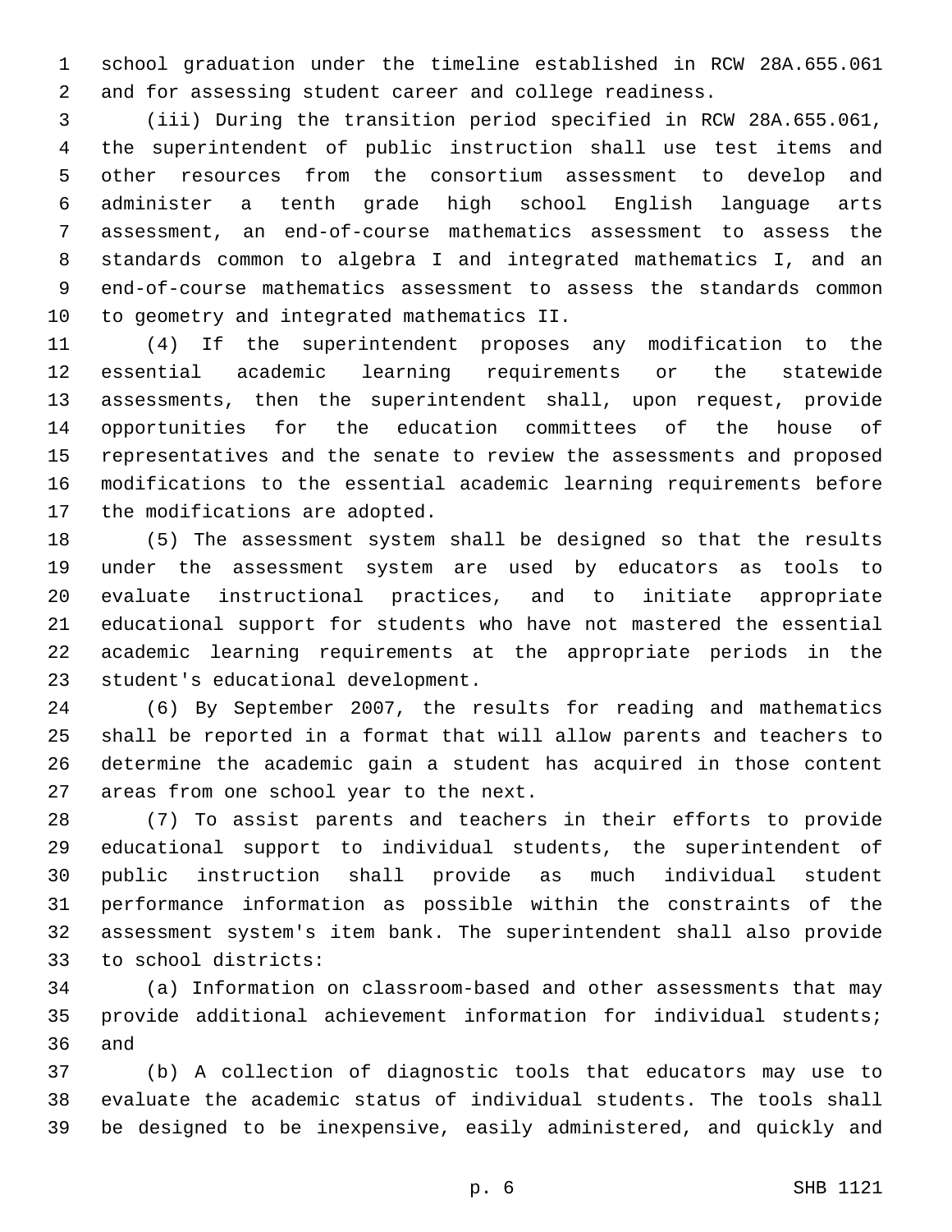school graduation under the timeline established in RCW 28A.655.061 and for assessing student career and college readiness.

(iii) During the transition period specified in RCW 28A.655.061, the superintendent of public instruction shall use test items and other resources from the consortium assessment to develop and administer a tenth grade high school English language arts assessment, an end-of-course mathematics assessment to assess the standards common to algebra I and integrated mathematics I, and an end-of-course mathematics assessment to assess the standards common to geometry and integrated mathematics II.

(4) If the superintendent proposes any modification to the essential academic learning requirements or the statewide assessments, then the superintendent shall, upon request, provide opportunities for the education committees of the house of representatives and the senate to review the assessments and proposed modifications to the essential academic learning requirements before the modifications are adopted.

(5) The assessment system shall be designed so that the results under the assessment system are used by educators as tools to evaluate instructional practices, and to initiate appropriate educational support for students who have not mastered the essential academic learning requirements at the appropriate periods in the student's educational development.

(6) By September 2007, the results for reading and mathematics shall be reported in a format that will allow parents and teachers to determine the academic gain a student has acquired in those content areas from one school year to the next.

(7) To assist parents and teachers in their efforts to provide educational support to individual students, the superintendent of public instruction shall provide as much individual student performance information as possible within the constraints of the assessment system's item bank. The superintendent shall also provide to school districts:

(a) Information on classroom-based and other assessments that may provide additional achievement information for individual students; and

(b) A collection of diagnostic tools that educators may use to evaluate the academic status of individual students. The tools shall be designed to be inexpensive, easily administered, and quickly and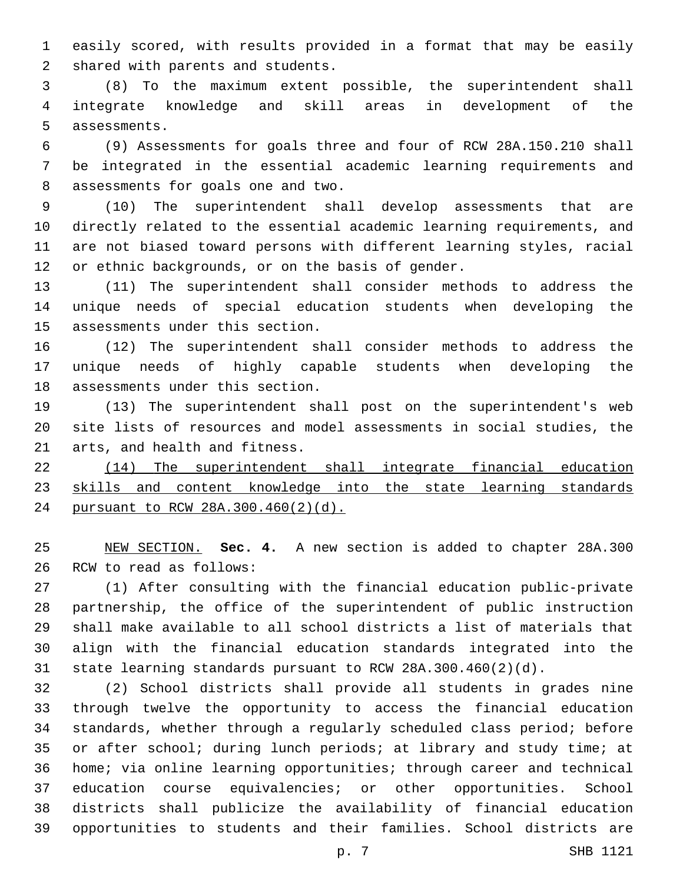easily scored, with results provided in a format that may be easily shared with parents and students.

(8) To the maximum extent possible, the superintendent shall integrate knowledge and skill areas in development of the assessments.

(9) Assessments for goals three and four of RCW 28A.150.210 shall be integrated in the essential academic learning requirements and assessments for goals one and two.

(10) The superintendent shall develop assessments that are directly related to the essential academic learning requirements, and are not biased toward persons with different learning styles, racial or ethnic backgrounds, or on the basis of gender.

(11) The superintendent shall consider methods to address the unique needs of special education students when developing the assessments under this section.

(12) The superintendent shall consider methods to address the unique needs of highly capable students when developing the assessments under this section.

(13) The superintendent shall post on the superintendent's web site lists of resources and model assessments in social studies, the arts, and health and fitness.

<u>(14) The superintendent shall integrate financial education skills and content knowledge into the state learning standards pursuant to RCW 28A.300.460(2)(d).</u>

<u>NEW SECTION.</u> **Sec. 4.** A new section is added to chapter 28A.300 RCW to read as follows:

(1) After consulting with the financial education public-private partnership, the office of the superintendent of public instruction shall make available to all school districts a list of materials that align with the financial education standards integrated into the state learning standards pursuant to RCW 28A.300.460(2)(d).

(2) School districts shall provide all students in grades nine through twelve the opportunity to access the financial education standards, whether through a regularly scheduled class period; before or after school; during lunch periods; at library and study time; at home; via online learning opportunities; through career and technical education course equivalencies; or other opportunities. School districts shall publicize the availability of financial education opportunities to students and their families. School districts are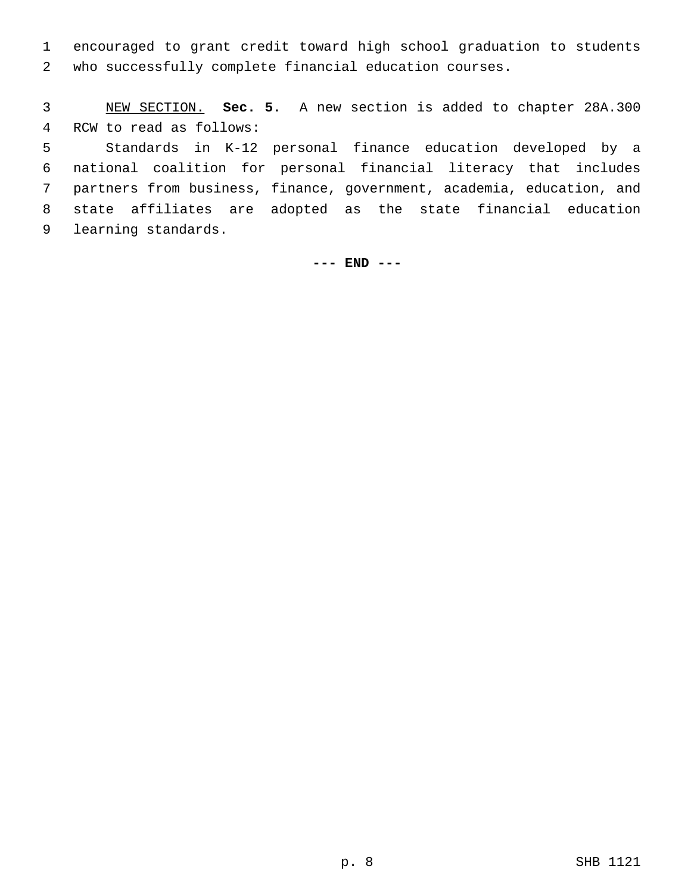encouraged to grant credit toward high school graduation to students who successfully complete financial education courses.

NEW SECTION. **Sec. 5.** A new section is added to chapter 28A.300 RCW to read as follows:

Standards in K-12 personal finance education developed by a national coalition for personal financial literacy that includes partners from business, finance, government, academia, education, and state affiliates are adopted as the state financial education learning standards.

**--- END ---**